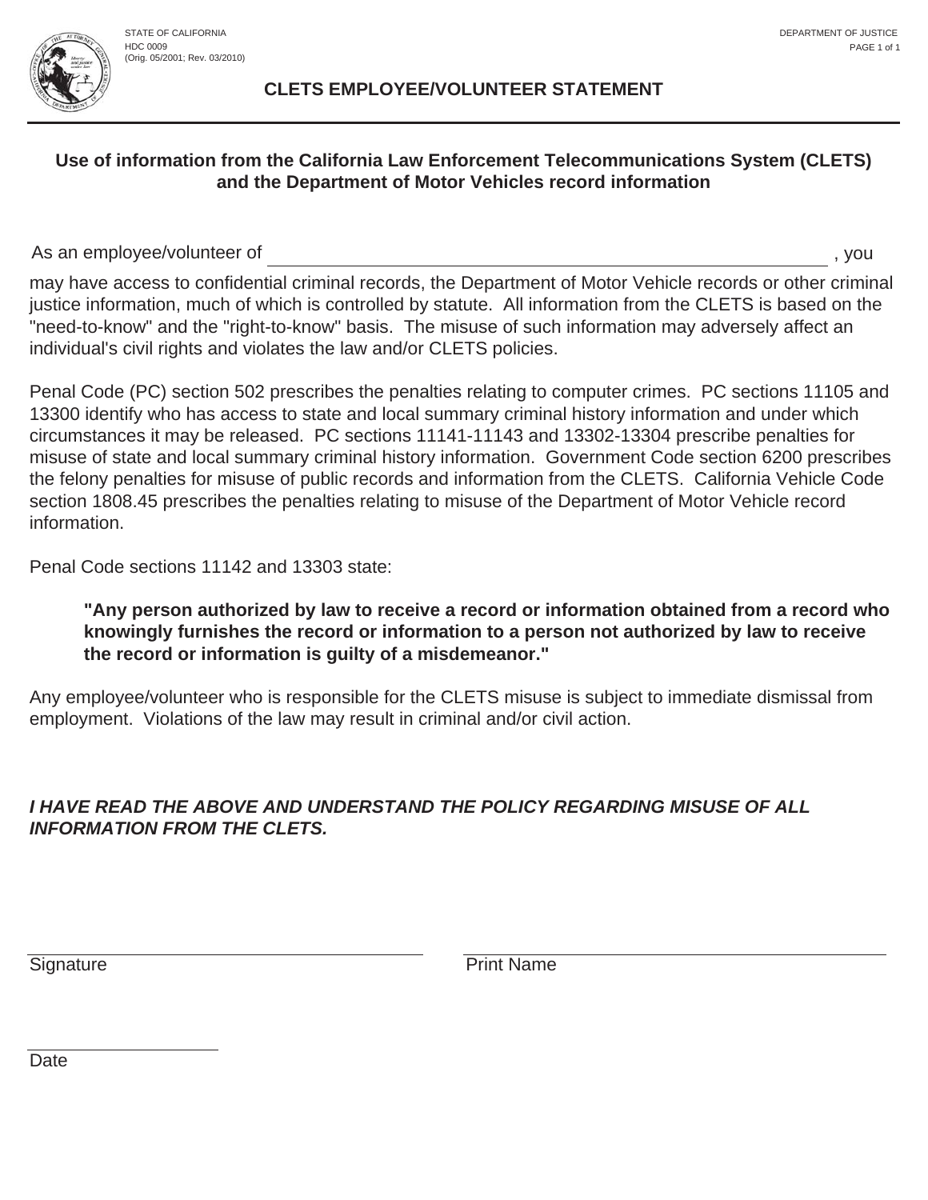STATE OF CALIFORNIA
HDC 0009
(Orig. 05/2001; Rev. 03/2010)

DEPARTMENT OF JUSTICE

# CLETS EMPLOYEE/VOLUNTEER STATEMENT

## Use of information from the California Law Enforcement Telecommunications System (CLETS) and the Department of Motor Vehicles record information

As an employee/volunteer of ______________________________________________, you may have access to confidential criminal records, the Department of Motor Vehicle records or other criminal justice information, much of which is controlled by statute. All information from the CLETS is based on the "need-to-know" and the "right-to-know" basis. The misuse of such information may adversely affect an individual's civil rights and violates the law and/or CLETS policies.

Penal Code (PC) section 502 prescribes the penalties relating to computer crimes. PC sections 11105 and 13300 identify who has access to state and local summary criminal history information and under which circumstances it may be released. PC sections 11141-11143 and 13302-13304 prescribe penalties for misuse of state and local summary criminal history information. Government Code section 6200 prescribes the felony penalties for misuse of public records and information from the CLETS. California Vehicle Code section 1808.45 prescribes the penalties relating to misuse of the Department of Motor Vehicle record information.

Penal Code sections 11142 and 13303 state:

> **"Any person authorized by law to receive a record or information obtained from a record who knowingly furnishes the record or information to a person not authorized by law to receive the record or information is guilty of a misdemeanor."**

Any employee/volunteer who is responsible for the CLETS misuse is subject to immediate dismissal from employment. Violations of the law may result in criminal and/or civil action.

***I HAVE READ THE ABOVE AND UNDERSTAND THE POLICY REGARDING MISUSE OF ALL INFORMATION FROM THE CLETS.***

______________________________ Signature

______________________________ Print Name

______________________________ Date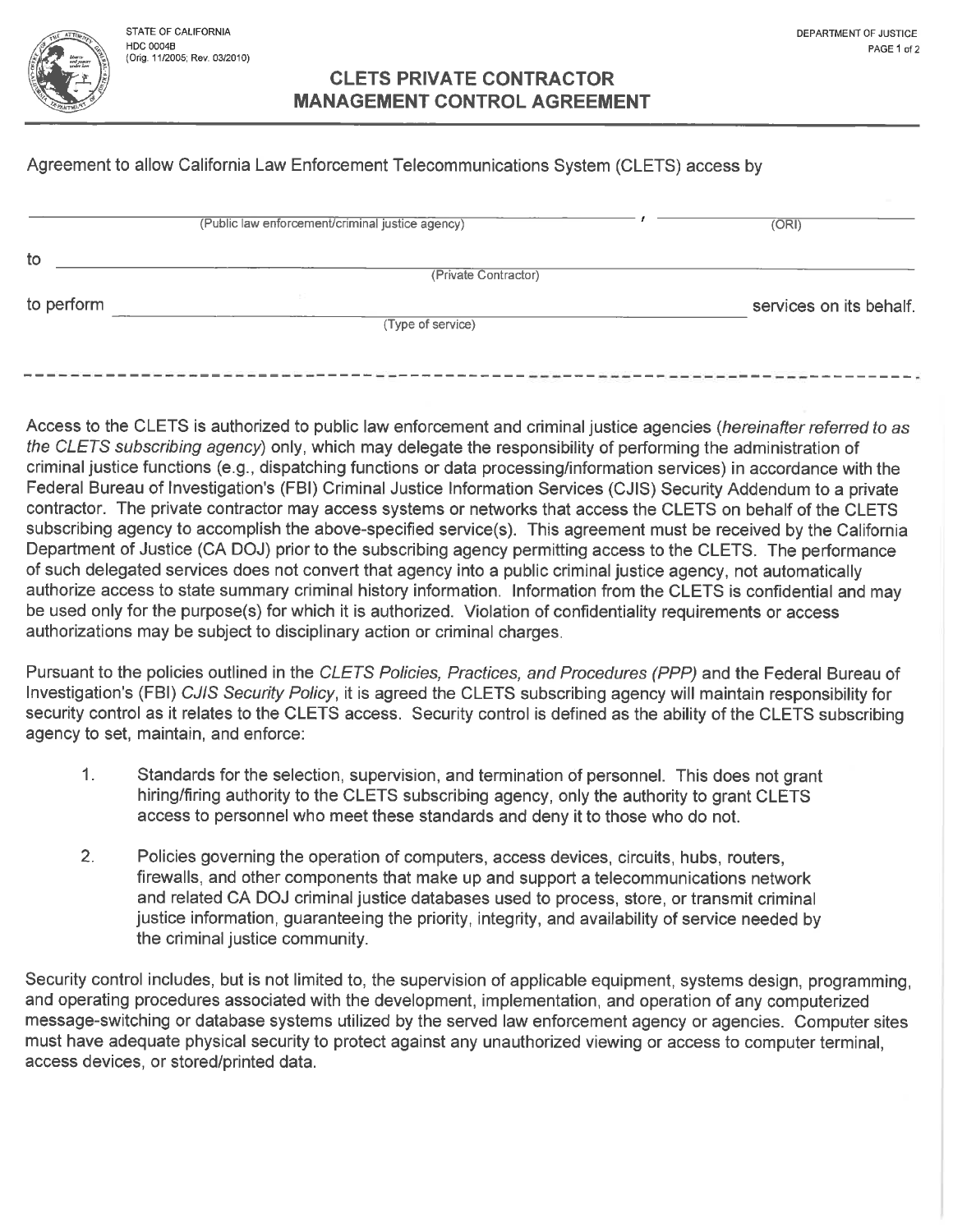STATE OF CALIFORNIA
HDC 0004B
(Orig. 11/2005; Rev. 03/2010)

DEPARTMENT OF JUSTICE

# CLETS PRIVATE CONTRACTOR MANAGEMENT CONTROL AGREEMENT

Agreement to allow California Law Enforcement Telecommunications System (CLETS) access by

_______________________________________________, ______________________
(Public law enforcement/criminal justice agency) (ORI)

to _______________________________________________
(Private Contractor)

to perform _______________________________________________ services on its behalf.
(Type of service)

---

Access to the CLETS is authorized to public law enforcement and criminal justice agencies (*hereinafter referred to as the CLETS subscribing agency*) only, which may delegate the responsibility of performing the administration of criminal justice functions (e.g., dispatching functions or data processing/information services) in accordance with the Federal Bureau of Investigation's (FBI) Criminal Justice Information Services (CJIS) Security Addendum to a private contractor. The private contractor may access systems or networks that access the CLETS on behalf of the CLETS subscribing agency to accomplish the above-specified service(s). This agreement must be received by the California Department of Justice (CA DOJ) prior to the subscribing agency permitting access to the CLETS. The performance of such delegated services does not convert that agency into a public criminal justice agency, not automatically authorize access to state summary criminal history information. Information from the CLETS is confidential and may be used only for the purpose(s) for which it is authorized. Violation of confidentiality requirements or access authorizations may be subject to disciplinary action or criminal charges.

Pursuant to the policies outlined in the *CLETS Policies, Practices, and Procedures (PPP)* and the Federal Bureau of Investigation's (FBI) *CJIS Security Policy*, it is agreed the CLETS subscribing agency will maintain responsibility for security control as it relates to the CLETS access. Security control is defined as the ability of the CLETS subscribing agency to set, maintain, and enforce:

1. Standards for the selection, supervision, and termination of personnel. This does not grant hiring/firing authority to the CLETS subscribing agency, only the authority to grant CLETS access to personnel who meet these standards and deny it to those who do not.

2. Policies governing the operation of computers, access devices, circuits, hubs, routers, firewalls, and other components that make up and support a telecommunications network and related CA DOJ criminal justice databases used to process, store, or transmit criminal justice information, guaranteeing the priority, integrity, and availability of service needed by the criminal justice community.

Security control includes, but is not limited to, the supervision of applicable equipment, systems design, programming, and operating procedures associated with the development, implementation, and operation of any computerized message-switching or database systems utilized by the served law enforcement agency or agencies. Computer sites must have adequate physical security to protect against any unauthorized viewing or access to computer terminal, access devices, or stored/printed data.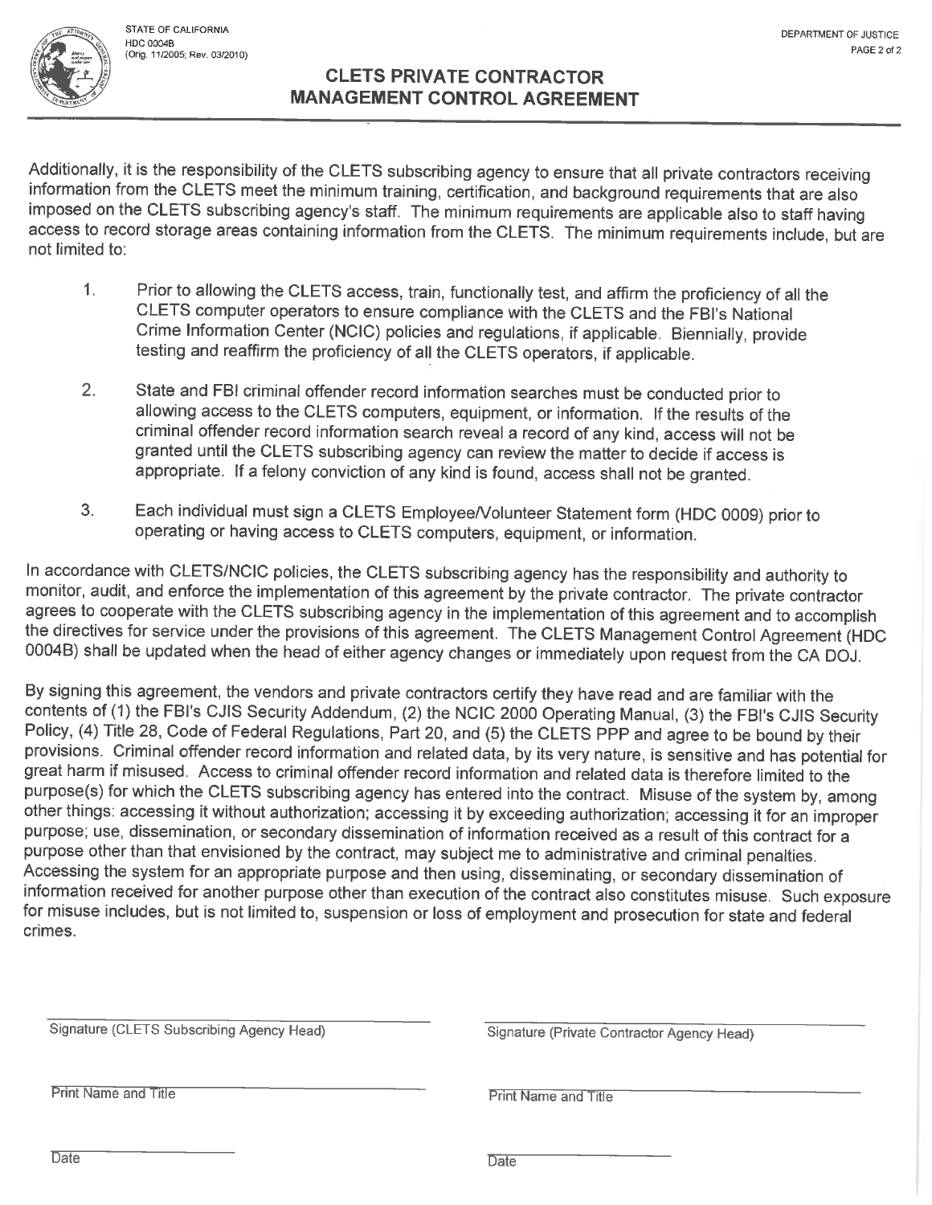STATE OF CALIFORNIA
HDC 0004B
(Orig. 11/2005; Rev. 03/2010)

DEPARTMENT OF JUSTICE

# CLETS PRIVATE CONTRACTOR MANAGEMENT CONTROL AGREEMENT

Additionally, it is the responsibility of the CLETS subscribing agency to ensure that all private contractors receiving information from the CLETS meet the minimum training, certification, and background requirements that are also imposed on the CLETS subscribing agency's staff. The minimum requirements are applicable also to staff having access to record storage areas containing information from the CLETS. The minimum requirements include, but are not limited to:

1. Prior to allowing the CLETS access, train, functionally test, and affirm the proficiency of all the CLETS computer operators to ensure compliance with the CLETS and the FBI's National Crime Information Center (NCIC) policies and regulations, if applicable. Biennially, provide testing and reaffirm the proficiency of all the CLETS operators, if applicable.

2. State and FBI criminal offender record information searches must be conducted prior to allowing access to the CLETS computers, equipment, or information. If the results of the criminal offender record information search reveal a record of any kind, access will not be granted until the CLETS subscribing agency can review the matter to decide if access is appropriate. If a felony conviction of any kind is found, access shall not be granted.

3. Each individual must sign a CLETS Employee/Volunteer Statement form (HDC 0009) prior to operating or having access to CLETS computers, equipment, or information.

In accordance with CLETS/NCIC policies, the CLETS subscribing agency has the responsibility and authority to monitor, audit, and enforce the implementation of this agreement by the private contractor. The private contractor agrees to cooperate with the CLETS subscribing agency in the implementation of this agreement and to accomplish the directives for service under the provisions of this agreement. The CLETS Management Control Agreement (HDC 0004B) shall be updated when the head of either agency changes or immediately upon request from the CA DOJ.

By signing this agreement, the vendors and private contractors certify they have read and are familiar with the contents of (1) the FBI's CJIS Security Addendum, (2) the NCIC 2000 Operating Manual, (3) the FBI's CJIS Security Policy, (4) Title 28, Code of Federal Regulations, Part 20, and (5) the CLETS PPP and agree to be bound by their provisions. Criminal offender record information and related data, by its very nature, is sensitive and has potential for great harm if misused. Access to criminal offender record information and related data is therefore limited to the purpose(s) for which the CLETS subscribing agency has entered into the contract. Misuse of the system by, among other things: accessing it without authorization; accessing it by exceeding authorization; accessing it for an improper purpose; use, dissemination, or secondary dissemination of information received as a result of this contract for a purpose other than that envisioned by the contract, may subject me to administrative and criminal penalties. Accessing the system for an appropriate purpose and then using, disseminating, or secondary dissemination of information received for another purpose other than execution of the contract also constitutes misuse. Such exposure for misuse includes, but is not limited to, suspension or loss of employment and prosecution for state and federal crimes.

_______________________________
Signature (CLETS Subscribing Agency Head)

_______________________________
Print Name and Title

_______________________________
Date

_______________________________
Signature (Private Contractor Agency Head)

_______________________________
Print Name and Title

_______________________________
Date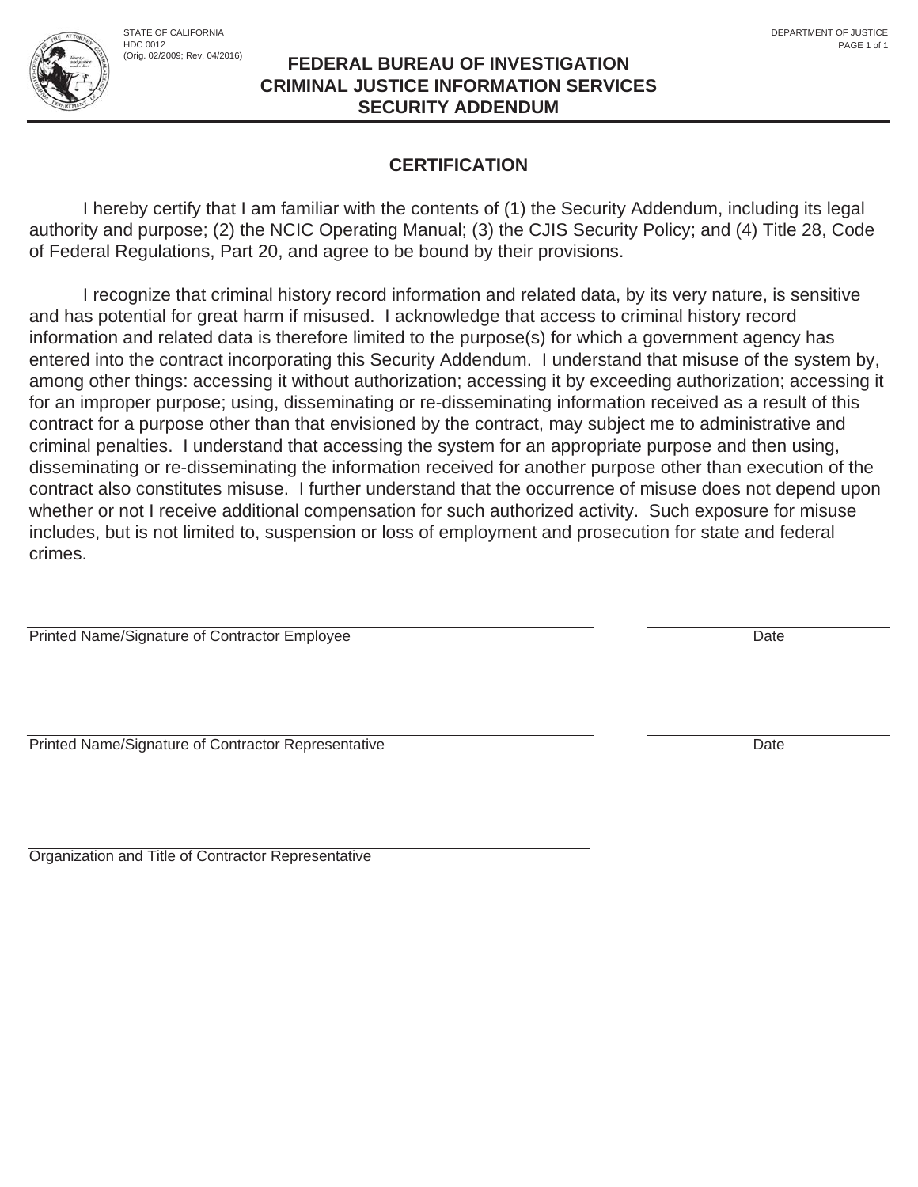STATE OF CALIFORNIA
HDC 0012
(Orig. 02/2009; Rev. 04/2016)

DEPARTMENT OF JUSTICE

# FEDERAL BUREAU OF INVESTIGATION CRIMINAL JUSTICE INFORMATION SERVICES SECURITY ADDENDUM

## CERTIFICATION

I hereby certify that I am familiar with the contents of (1) the Security Addendum, including its legal authority and purpose; (2) the NCIC Operating Manual; (3) the CJIS Security Policy; and (4) Title 28, Code of Federal Regulations, Part 20, and agree to be bound by their provisions.

I recognize that criminal history record information and related data, by its very nature, is sensitive and has potential for great harm if misused. I acknowledge that access to criminal history record information and related data is therefore limited to the purpose(s) for which a government agency has entered into the contract incorporating this Security Addendum. I understand that misuse of the system by, among other things: accessing it without authorization; accessing it by exceeding authorization; accessing it for an improper purpose; using, disseminating or re-disseminating information received as a result of this contract for a purpose other than that envisioned by the contract, may subject me to administrative and criminal penalties. I understand that accessing the system for an appropriate purpose and then using, disseminating or re-disseminating the information received for another purpose other than execution of the contract also constitutes misuse. I further understand that the occurrence of misuse does not depend upon whether or not I receive additional compensation for such authorized activity. Such exposure for misuse includes, but is not limited to, suspension or loss of employment and prosecution for state and federal crimes.

Printed Name/Signature of Contractor Employee ______________________ Date ______________

Printed Name/Signature of Contractor Representative ______________________ Date ______________

Organization and Title of Contractor Representative ______________________